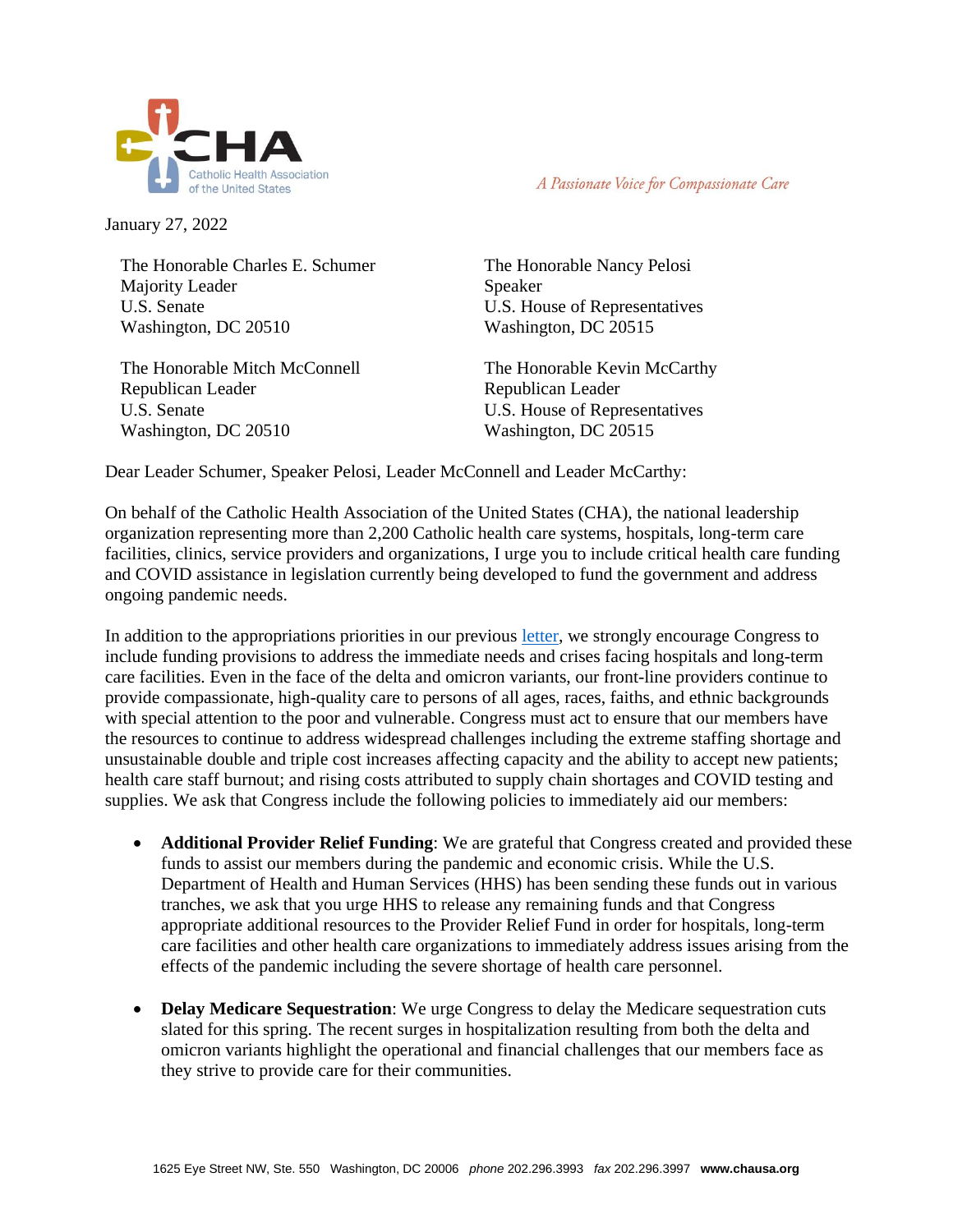**CHA**
Catholic Health Association of the United States

*A Passionate Voice for Compassionate Care*

January 27, 2022

The Honorable Charles E. Schumer
Majority Leader
U.S. Senate
Washington, DC 20510

The Honorable Nancy Pelosi
Speaker
U.S. House of Representatives
Washington, DC 20515

The Honorable Mitch McConnell
Republican Leader
U.S. Senate
Washington, DC 20510

The Honorable Kevin McCarthy
Republican Leader
U.S. House of Representatives
Washington, DC 20515

Dear Leader Schumer, Speaker Pelosi, Leader McConnell and Leader McCarthy:

On behalf of the Catholic Health Association of the United States (CHA), the national leadership organization representing more than 2,200 Catholic health care systems, hospitals, long-term care facilities, clinics, service providers and organizations, I urge you to include critical health care funding and COVID assistance in legislation currently being developed to fund the government and address ongoing pandemic needs.

In addition to the appropriations priorities in our previous letter, we strongly encourage Congress to include funding provisions to address the immediate needs and crises facing hospitals and long-term care facilities. Even in the face of the delta and omicron variants, our front-line providers continue to provide compassionate, high-quality care to persons of all ages, races, faiths, and ethnic backgrounds with special attention to the poor and vulnerable. Congress must act to ensure that our members have the resources to continue to address widespread challenges including the extreme staffing shortage and unsustainable double and triple cost increases affecting capacity and the ability to accept new patients; health care staff burnout; and rising costs attributed to supply chain shortages and COVID testing and supplies. We ask that Congress include the following policies to immediately aid our members:

- **Additional Provider Relief Funding**: We are grateful that Congress created and provided these funds to assist our members during the pandemic and economic crisis. While the U.S. Department of Health and Human Services (HHS) has been sending these funds out in various tranches, we ask that you urge HHS to release any remaining funds and that Congress appropriate additional resources to the Provider Relief Fund in order for hospitals, long-term care facilities and other health care organizations to immediately address issues arising from the effects of the pandemic including the severe shortage of health care personnel.

- **Delay Medicare Sequestration**: We urge Congress to delay the Medicare sequestration cuts slated for this spring. The recent surges in hospitalization resulting from both the delta and omicron variants highlight the operational and financial challenges that our members face as they strive to provide care for their communities.

1625 Eye Street NW, Ste. 550 Washington, DC 20006 *phone* 202.296.3993 *fax* 202.296.3997 **www.chausa.org**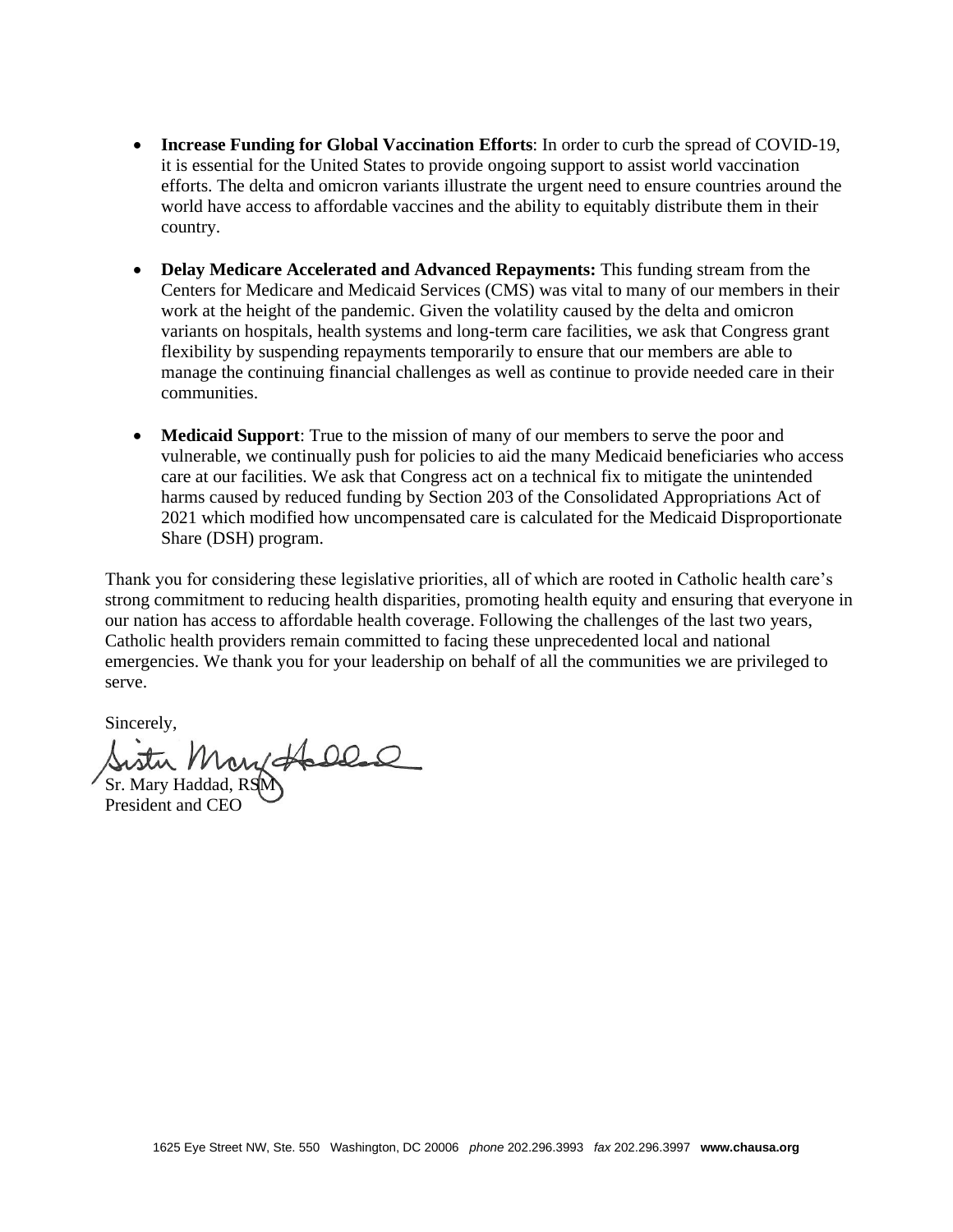- **Increase Funding for Global Vaccination Efforts**: In order to curb the spread of COVID-19, it is essential for the United States to provide ongoing support to assist world vaccination efforts. The delta and omicron variants illustrate the urgent need to ensure countries around the world have access to affordable vaccines and the ability to equitably distribute them in their country.

- **Delay Medicare Accelerated and Advanced Repayments:** This funding stream from the Centers for Medicare and Medicaid Services (CMS) was vital to many of our members in their work at the height of the pandemic. Given the volatility caused by the delta and omicron variants on hospitals, health systems and long-term care facilities, we ask that Congress grant flexibility by suspending repayments temporarily to ensure that our members are able to manage the continuing financial challenges as well as continue to provide needed care in their communities.

- **Medicaid Support**: True to the mission of many of our members to serve the poor and vulnerable, we continually push for policies to aid the many Medicaid beneficiaries who access care at our facilities. We ask that Congress act on a technical fix to mitigate the unintended harms caused by reduced funding by Section 203 of the Consolidated Appropriations Act of 2021 which modified how uncompensated care is calculated for the Medicaid Disproportionate Share (DSH) program.

Thank you for considering these legislative priorities, all of which are rooted in Catholic health care's strong commitment to reducing health disparities, promoting health equity and ensuring that everyone in our nation has access to affordable health coverage. Following the challenges of the last two years, Catholic health providers remain committed to facing these unprecedented local and national emergencies. We thank you for your leadership on behalf of all the communities we are privileged to serve.

Sincerely,

Sister Mary Haddad

Sr. Mary Haddad, RSM
President and CEO

1625 Eye Street NW, Ste. 550 Washington, DC 20006 *phone* 202.296.3993 *fax* 202.296.3997 **www.chausa.org**